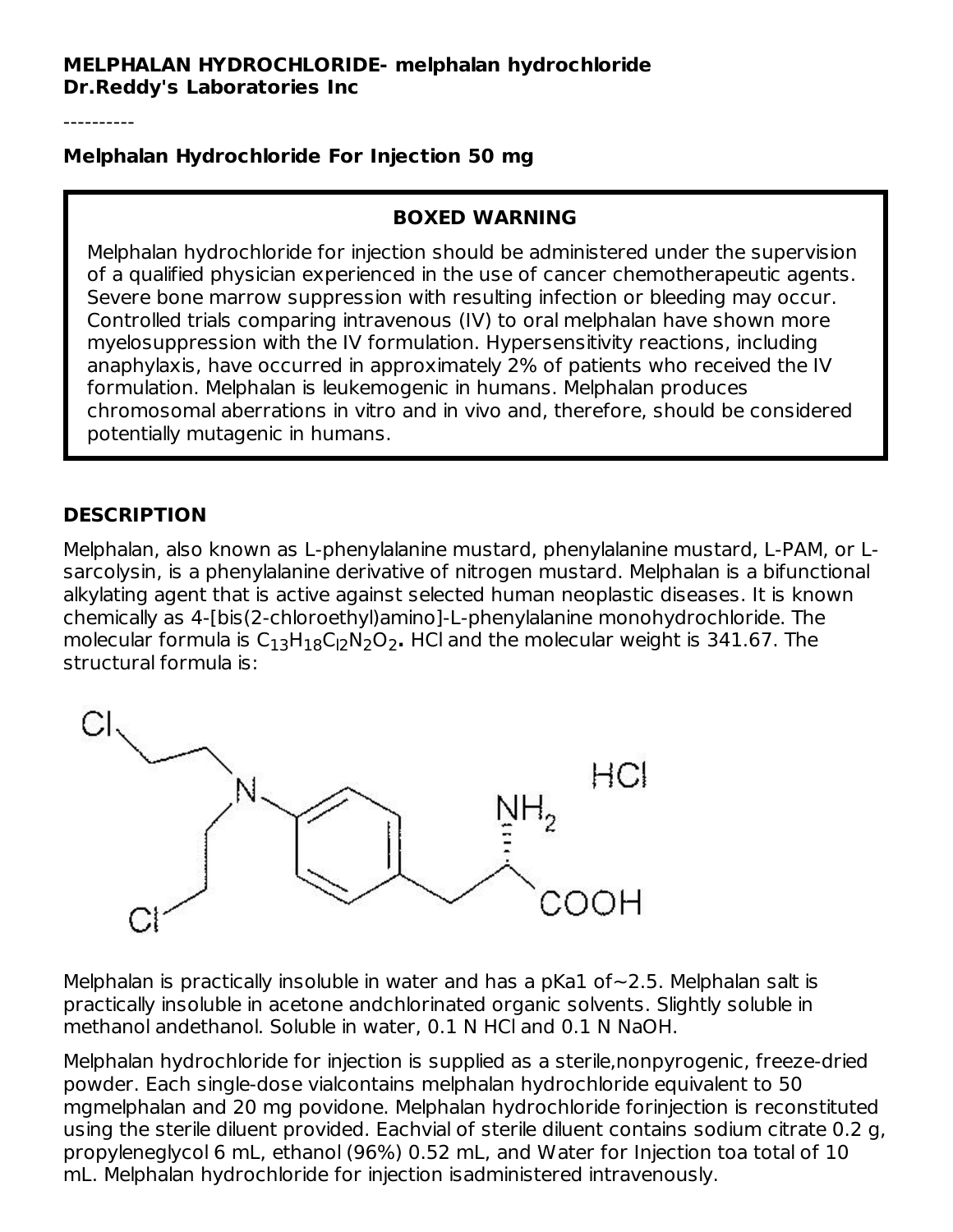**MELPHALAN HYDROCHLORIDE- melphalan hydrochloride**
**Dr.Reddy's Laboratories Inc**

----------

**Melphalan Hydrochloride For Injection 50 mg**

**BOXED WARNING**

Melphalan hydrochloride for injection should be administered under the supervision of a qualified physician experienced in the use of cancer chemotherapeutic agents. Severe bone marrow suppression with resulting infection or bleeding may occur. Controlled trials comparing intravenous (IV) to oral melphalan have shown more myelosuppression with the IV formulation. Hypersensitivity reactions, including anaphylaxis, have occurred in approximately 2% of patients who received the IV formulation. Melphalan is leukemogenic in humans. Melphalan produces chromosomal aberrations in vitro and in vivo and, therefore, should be considered potentially mutagenic in humans.

## DESCRIPTION

Melphalan, also known as L-phenylalanine mustard, phenylalanine mustard, L-PAM, or L-sarcolysin, is a phenylalanine derivative of nitrogen mustard. Melphalan is a bifunctional alkylating agent that is active against selected human neoplastic diseases. It is known chemically as 4-[bis(2-chloroethyl)amino]-L-phenylalanine monohydrochloride. The molecular formula is $C_{13}H_{18}Cl_2N_2O_2$**.** HCl and the molecular weight is 341.67. The structural formula is:

Melphalan is practically insoluble in water and has a pKa1 of~2.5. Melphalan salt is practically insoluble in acetone andchlorinated organic solvents. Slightly soluble in methanol andethanol. Soluble in water, 0.1 N HCl and 0.1 N NaOH.

Melphalan hydrochloride for injection is supplied as a sterile,nonpyrogenic, freeze-dried powder. Each single-dose vialcontains melphalan hydrochloride equivalent to 50 mgmelphalan and 20 mg povidone. Melphalan hydrochloride forinjection is reconstituted using the sterile diluent provided. Eachvial of sterile diluent contains sodium citrate 0.2 g, propyleneglycol 6 mL, ethanol (96%) 0.52 mL, and Water for Injection toa total of 10 mL. Melphalan hydrochloride for injection isadministered intravenously.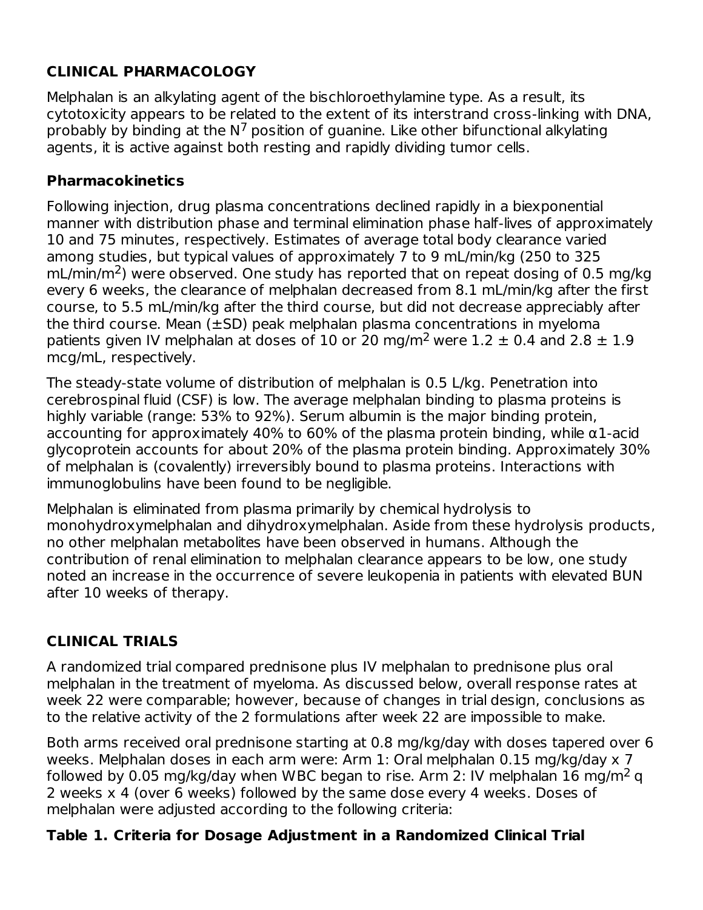## CLINICAL PHARMACOLOGY

Melphalan is an alkylating agent of the bischloroethylamine type. As a result, its cytotoxicity appears to be related to the extent of its interstrand cross-linking with DNA, probably by binding at the $N^7$ position of guanine. Like other bifunctional alkylating agents, it is active against both resting and rapidly dividing tumor cells.

### Pharmacokinetics

Following injection, drug plasma concentrations declined rapidly in a biexponential manner with distribution phase and terminal elimination phase half-lives of approximately 10 and 75 minutes, respectively. Estimates of average total body clearance varied among studies, but typical values of approximately 7 to 9 mL/min/kg (250 to 325 mL/min/$m^2$) were observed. One study has reported that on repeat dosing of 0.5 mg/kg every 6 weeks, the clearance of melphalan decreased from 8.1 mL/min/kg after the first course, to 5.5 mL/min/kg after the third course, but did not decrease appreciably after the third course. Mean (±SD) peak melphalan plasma concentrations in myeloma patients given IV melphalan at doses of 10 or 20 mg/$m^2$ were 1.2 ± 0.4 and 2.8 ± 1.9 mcg/mL, respectively.

The steady-state volume of distribution of melphalan is 0.5 L/kg. Penetration into cerebrospinal fluid (CSF) is low. The average melphalan binding to plasma proteins is highly variable (range: 53% to 92%). Serum albumin is the major binding protein, accounting for approximately 40% to 60% of the plasma protein binding, while α1-acid glycoprotein accounts for about 20% of the plasma protein binding. Approximately 30% of melphalan is (covalently) irreversibly bound to plasma proteins. Interactions with immunoglobulins have been found to be negligible.

Melphalan is eliminated from plasma primarily by chemical hydrolysis to monohydroxymelphalan and dihydroxymelphalan. Aside from these hydrolysis products, no other melphalan metabolites have been observed in humans. Although the contribution of renal elimination to melphalan clearance appears to be low, one study noted an increase in the occurrence of severe leukopenia in patients with elevated BUN after 10 weeks of therapy.

## CLINICAL TRIALS

A randomized trial compared prednisone plus IV melphalan to prednisone plus oral melphalan in the treatment of myeloma. As discussed below, overall response rates at week 22 were comparable; however, because of changes in trial design, conclusions as to the relative activity of the 2 formulations after week 22 are impossible to make.

Both arms received oral prednisone starting at 0.8 mg/kg/day with doses tapered over 6 weeks. Melphalan doses in each arm were: Arm 1: Oral melphalan 0.15 mg/kg/day x 7 followed by 0.05 mg/kg/day when WBC began to rise. Arm 2: IV melphalan 16 mg/$m^2$ q 2 weeks x 4 (over 6 weeks) followed by the same dose every 4 weeks. Doses of melphalan were adjusted according to the following criteria:

**Table 1. Criteria for Dosage Adjustment in a Randomized Clinical Trial**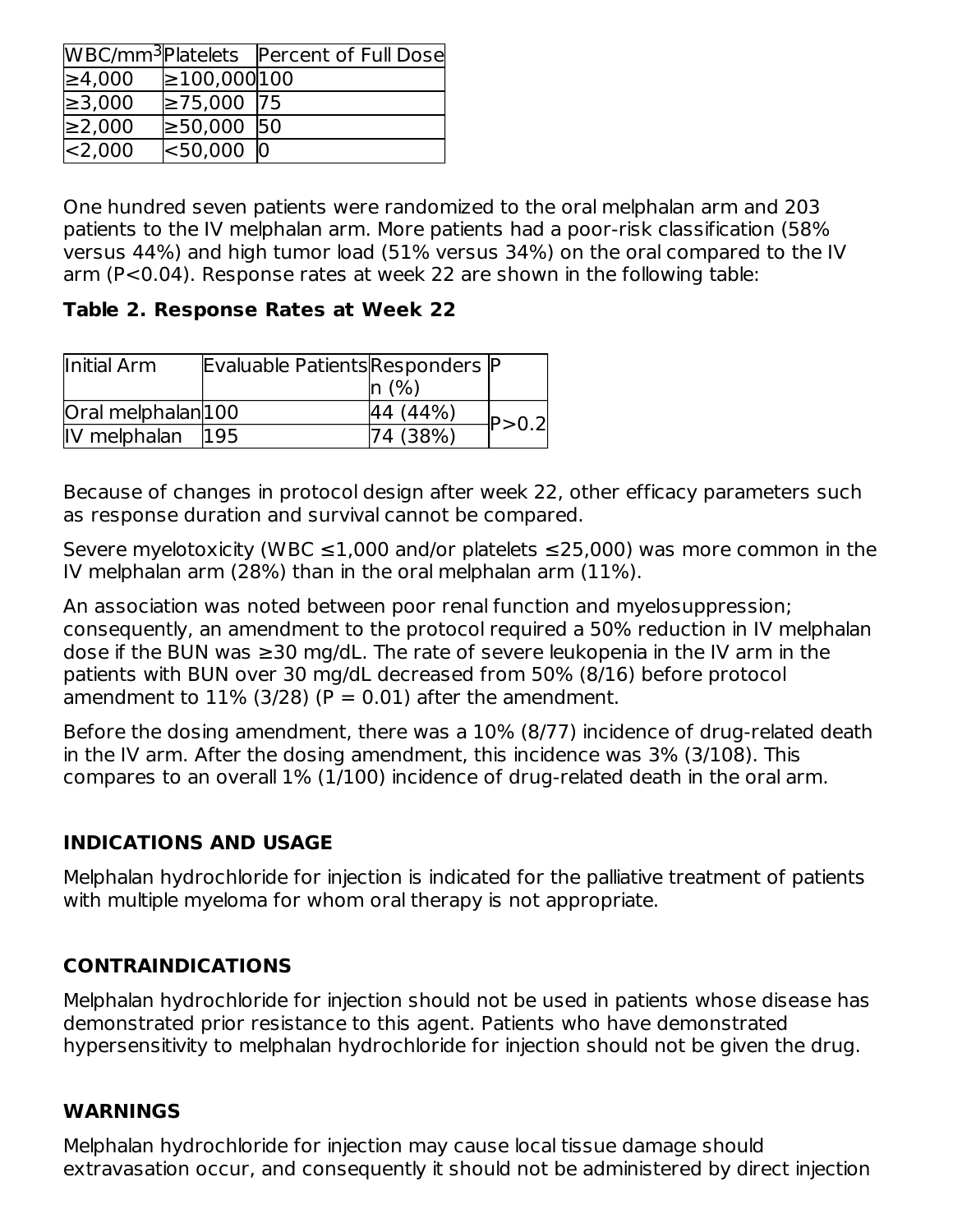| WBC/mm³ | Platelets | Percent of Full Dose |
| --- | --- | --- |
| ≥4,000 | ≥100,000 | 100 |
| ≥3,000 | ≥75,000 | 75 |
| ≥2,000 | ≥50,000 | 50 |
| <2,000 | <50,000 | 0 |

One hundred seven patients were randomized to the oral melphalan arm and 203 patients to the IV melphalan arm. More patients had a poor-risk classification (58% versus 44%) and high tumor load (51% versus 34%) on the oral compared to the IV arm (P<0.04). Response rates at week 22 are shown in the following table:

**Table 2. Response Rates at Week 22**

| Initial Arm | Evaluable Patients | Responders n (%) | P |
| --- | --- | --- | --- |
| Oral melphalan | 100 | 44 (44%) | P>0.2 |
| IV melphalan | 195 | 74 (38%) | |

Because of changes in protocol design after week 22, other efficacy parameters such as response duration and survival cannot be compared.

Severe myelotoxicity (WBC ≤1,000 and/or platelets ≤25,000) was more common in the IV melphalan arm (28%) than in the oral melphalan arm (11%).

An association was noted between poor renal function and myelosuppression; consequently, an amendment to the protocol required a 50% reduction in IV melphalan dose if the BUN was ≥30 mg/dL. The rate of severe leukopenia in the IV arm in the patients with BUN over 30 mg/dL decreased from 50% (8/16) before protocol amendment to 11% (3/28) (P = 0.01) after the amendment.

Before the dosing amendment, there was a 10% (8/77) incidence of drug-related death in the IV arm. After the dosing amendment, this incidence was 3% (3/108). This compares to an overall 1% (1/100) incidence of drug-related death in the oral arm.

## INDICATIONS AND USAGE

Melphalan hydrochloride for injection is indicated for the palliative treatment of patients with multiple myeloma for whom oral therapy is not appropriate.

## CONTRAINDICATIONS

Melphalan hydrochloride for injection should not be used in patients whose disease has demonstrated prior resistance to this agent. Patients who have demonstrated hypersensitivity to melphalan hydrochloride for injection should not be given the drug.

## WARNINGS

Melphalan hydrochloride for injection may cause local tissue damage should extravasation occur, and consequently it should not be administered by direct injection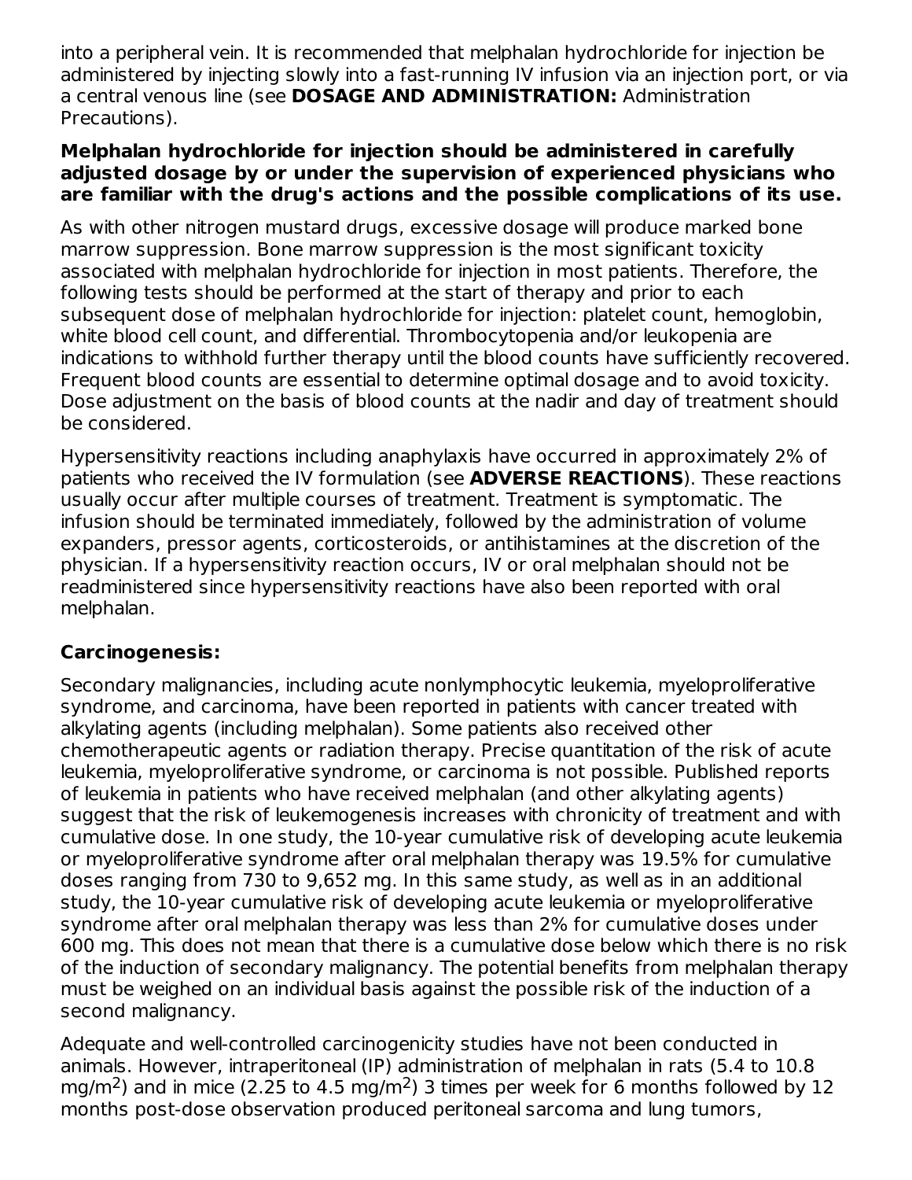into a peripheral vein. It is recommended that melphalan hydrochloride for injection be administered by injecting slowly into a fast-running IV infusion via an injection port, or via a central venous line (see **DOSAGE AND ADMINISTRATION:** Administration Precautions).

**Melphalan hydrochloride for injection should be administered in carefully adjusted dosage by or under the supervision of experienced physicians who are familiar with the drug's actions and the possible complications of its use.**

As with other nitrogen mustard drugs, excessive dosage will produce marked bone marrow suppression. Bone marrow suppression is the most significant toxicity associated with melphalan hydrochloride for injection in most patients. Therefore, the following tests should be performed at the start of therapy and prior to each subsequent dose of melphalan hydrochloride for injection: platelet count, hemoglobin, white blood cell count, and differential. Thrombocytopenia and/or leukopenia are indications to withhold further therapy until the blood counts have sufficiently recovered. Frequent blood counts are essential to determine optimal dosage and to avoid toxicity. Dose adjustment on the basis of blood counts at the nadir and day of treatment should be considered.

Hypersensitivity reactions including anaphylaxis have occurred in approximately 2% of patients who received the IV formulation (see **ADVERSE REACTIONS**). These reactions usually occur after multiple courses of treatment. Treatment is symptomatic. The infusion should be terminated immediately, followed by the administration of volume expanders, pressor agents, corticosteroids, or antihistamines at the discretion of the physician. If a hypersensitivity reaction occurs, IV or oral melphalan should not be readministered since hypersensitivity reactions have also been reported with oral melphalan.

**Carcinogenesis:**

Secondary malignancies, including acute nonlymphocytic leukemia, myeloproliferative syndrome, and carcinoma, have been reported in patients with cancer treated with alkylating agents (including melphalan). Some patients also received other chemotherapeutic agents or radiation therapy. Precise quantitation of the risk of acute leukemia, myeloproliferative syndrome, or carcinoma is not possible. Published reports of leukemia in patients who have received melphalan (and other alkylating agents) suggest that the risk of leukemogenesis increases with chronicity of treatment and with cumulative dose. In one study, the 10-year cumulative risk of developing acute leukemia or myeloproliferative syndrome after oral melphalan therapy was 19.5% for cumulative doses ranging from 730 to 9,652 mg. In this same study, as well as in an additional study, the 10-year cumulative risk of developing acute leukemia or myeloproliferative syndrome after oral melphalan therapy was less than 2% for cumulative doses under 600 mg. This does not mean that there is a cumulative dose below which there is no risk of the induction of secondary malignancy. The potential benefits from melphalan therapy must be weighed on an individual basis against the possible risk of the induction of a second malignancy.

Adequate and well-controlled carcinogenicity studies have not been conducted in animals. However, intraperitoneal (IP) administration of melphalan in rats (5.4 to 10.8 $mg/m^2$) and in mice (2.25 to 4.5 $mg/m^2$) 3 times per week for 6 months followed by 12 months post-dose observation produced peritoneal sarcoma and lung tumors,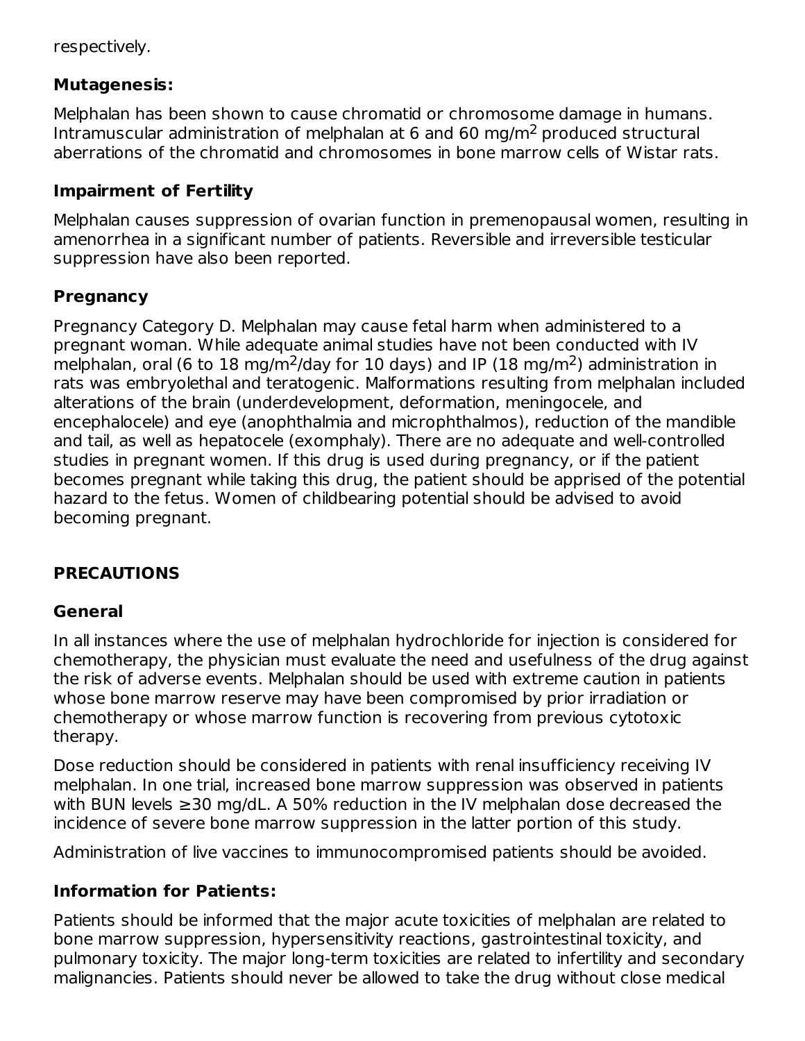respectively.

### Mutagenesis:

Melphalan has been shown to cause chromatid or chromosome damage in humans. Intramuscular administration of melphalan at 6 and 60 mg/$m^2$ produced structural aberrations of the chromatid and chromosomes in bone marrow cells of Wistar rats.

### Impairment of Fertility

Melphalan causes suppression of ovarian function in premenopausal women, resulting in amenorrhea in a significant number of patients. Reversible and irreversible testicular suppression have also been reported.

### Pregnancy

Pregnancy Category D. Melphalan may cause fetal harm when administered to a pregnant woman. While adequate animal studies have not been conducted with IV melphalan, oral (6 to 18 mg/$m^2$/day for 10 days) and IP (18 mg/$m^2$) administration in rats was embryolethal and teratogenic. Malformations resulting from melphalan included alterations of the brain (underdevelopment, deformation, meningocele, and encephalocele) and eye (anophthalmia and microphthalmos), reduction of the mandible and tail, as well as hepatocele (exomphaly). There are no adequate and well-controlled studies in pregnant women. If this drug is used during pregnancy, or if the patient becomes pregnant while taking this drug, the patient should be apprised of the potential hazard to the fetus. Women of childbearing potential should be advised to avoid becoming pregnant.

## PRECAUTIONS

### General

In all instances where the use of melphalan hydrochloride for injection is considered for chemotherapy, the physician must evaluate the need and usefulness of the drug against the risk of adverse events. Melphalan should be used with extreme caution in patients whose bone marrow reserve may have been compromised by prior irradiation or chemotherapy or whose marrow function is recovering from previous cytotoxic therapy.

Dose reduction should be considered in patients with renal insufficiency receiving IV melphalan. In one trial, increased bone marrow suppression was observed in patients with BUN levels ≥30 mg/dL. A 50% reduction in the IV melphalan dose decreased the incidence of severe bone marrow suppression in the latter portion of this study.

Administration of live vaccines to immunocompromised patients should be avoided.

### Information for Patients:

Patients should be informed that the major acute toxicities of melphalan are related to bone marrow suppression, hypersensitivity reactions, gastrointestinal toxicity, and pulmonary toxicity. The major long-term toxicities are related to infertility and secondary malignancies. Patients should never be allowed to take the drug without close medical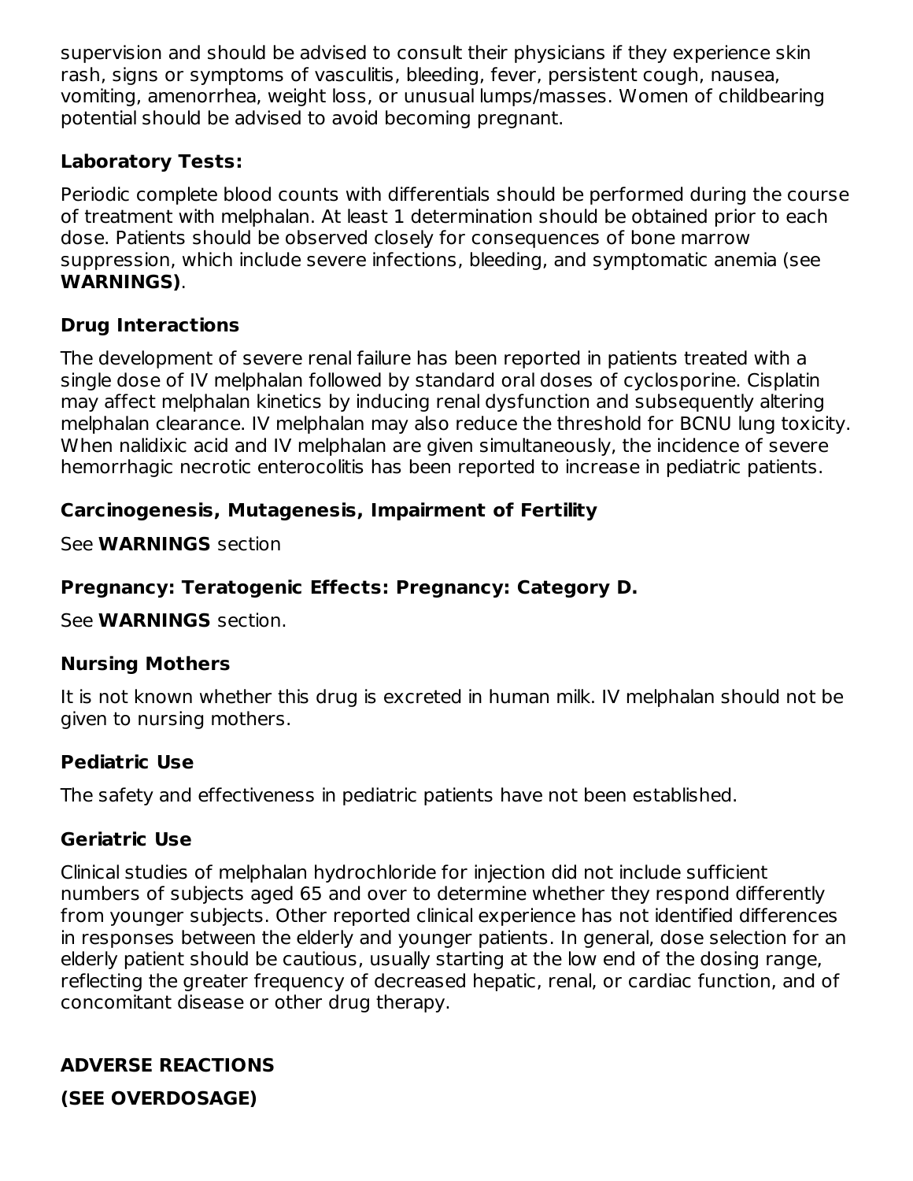supervision and should be advised to consult their physicians if they experience skin rash, signs or symptoms of vasculitis, bleeding, fever, persistent cough, nausea, vomiting, amenorrhea, weight loss, or unusual lumps/masses. Women of childbearing potential should be advised to avoid becoming pregnant.

### Laboratory Tests:

Periodic complete blood counts with differentials should be performed during the course of treatment with melphalan. At least 1 determination should be obtained prior to each dose. Patients should be observed closely for consequences of bone marrow suppression, which include severe infections, bleeding, and symptomatic anemia (see **WARNINGS)**.

### Drug Interactions

The development of severe renal failure has been reported in patients treated with a single dose of IV melphalan followed by standard oral doses of cyclosporine. Cisplatin may affect melphalan kinetics by inducing renal dysfunction and subsequently altering melphalan clearance. IV melphalan may also reduce the threshold for BCNU lung toxicity. When nalidixic acid and IV melphalan are given simultaneously, the incidence of severe hemorrhagic necrotic enterocolitis has been reported to increase in pediatric patients.

### Carcinogenesis, Mutagenesis, Impairment of Fertility

See **WARNINGS** section

### Pregnancy: Teratogenic Effects: Pregnancy: Category D.

See **WARNINGS** section.

### Nursing Mothers

It is not known whether this drug is excreted in human milk. IV melphalan should not be given to nursing mothers.

### Pediatric Use

The safety and effectiveness in pediatric patients have not been established.

### Geriatric Use

Clinical studies of melphalan hydrochloride for injection did not include sufficient numbers of subjects aged 65 and over to determine whether they respond differently from younger subjects. Other reported clinical experience has not identified differences in responses between the elderly and younger patients. In general, dose selection for an elderly patient should be cautious, usually starting at the low end of the dosing range, reflecting the greater frequency of decreased hepatic, renal, or cardiac function, and of concomitant disease or other drug therapy.

## ADVERSE REACTIONS

**(SEE OVERDOSAGE)**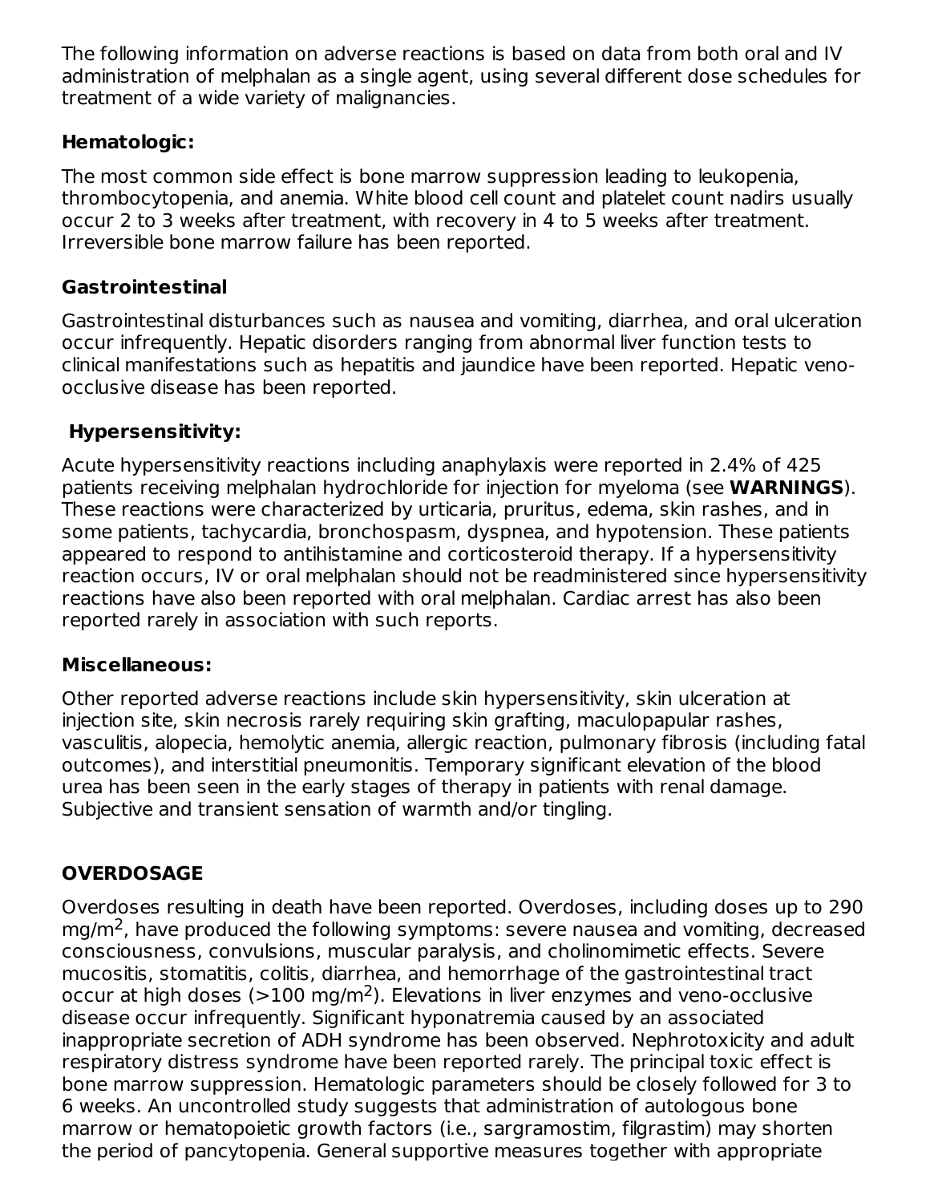The following information on adverse reactions is based on data from both oral and IV administration of melphalan as a single agent, using several different dose schedules for treatment of a wide variety of malignancies.

**Hematologic:**

The most common side effect is bone marrow suppression leading to leukopenia, thrombocytopenia, and anemia. White blood cell count and platelet count nadirs usually occur 2 to 3 weeks after treatment, with recovery in 4 to 5 weeks after treatment. Irreversible bone marrow failure has been reported.

**Gastrointestinal**

Gastrointestinal disturbances such as nausea and vomiting, diarrhea, and oral ulceration occur infrequently. Hepatic disorders ranging from abnormal liver function tests to clinical manifestations such as hepatitis and jaundice have been reported. Hepatic veno-occlusive disease has been reported.

**Hypersensitivity:**

Acute hypersensitivity reactions including anaphylaxis were reported in 2.4% of 425 patients receiving melphalan hydrochloride for injection for myeloma (see **WARNINGS**). These reactions were characterized by urticaria, pruritus, edema, skin rashes, and in some patients, tachycardia, bronchospasm, dyspnea, and hypotension. These patients appeared to respond to antihistamine and corticosteroid therapy. If a hypersensitivity reaction occurs, IV or oral melphalan should not be readministered since hypersensitivity reactions have also been reported with oral melphalan. Cardiac arrest has also been reported rarely in association with such reports.

**Miscellaneous:**

Other reported adverse reactions include skin hypersensitivity, skin ulceration at injection site, skin necrosis rarely requiring skin grafting, maculopapular rashes, vasculitis, alopecia, hemolytic anemia, allergic reaction, pulmonary fibrosis (including fatal outcomes), and interstitial pneumonitis. Temporary significant elevation of the blood urea has been seen in the early stages of therapy in patients with renal damage. Subjective and transient sensation of warmth and/or tingling.

## OVERDOSAGE

Overdoses resulting in death have been reported. Overdoses, including doses up to 290 mg/m$^2$, have produced the following symptoms: severe nausea and vomiting, decreased consciousness, convulsions, muscular paralysis, and cholinomimetic effects. Severe mucositis, stomatitis, colitis, diarrhea, and hemorrhage of the gastrointestinal tract occur at high doses (>100 mg/m$^2$). Elevations in liver enzymes and veno-occlusive disease occur infrequently. Significant hyponatremia caused by an associated inappropriate secretion of ADH syndrome has been observed. Nephrotoxicity and adult respiratory distress syndrome have been reported rarely. The principal toxic effect is bone marrow suppression. Hematologic parameters should be closely followed for 3 to 6 weeks. An uncontrolled study suggests that administration of autologous bone marrow or hematopoietic growth factors (i.e., sargramostim, filgrastim) may shorten the period of pancytopenia. General supportive measures together with appropriate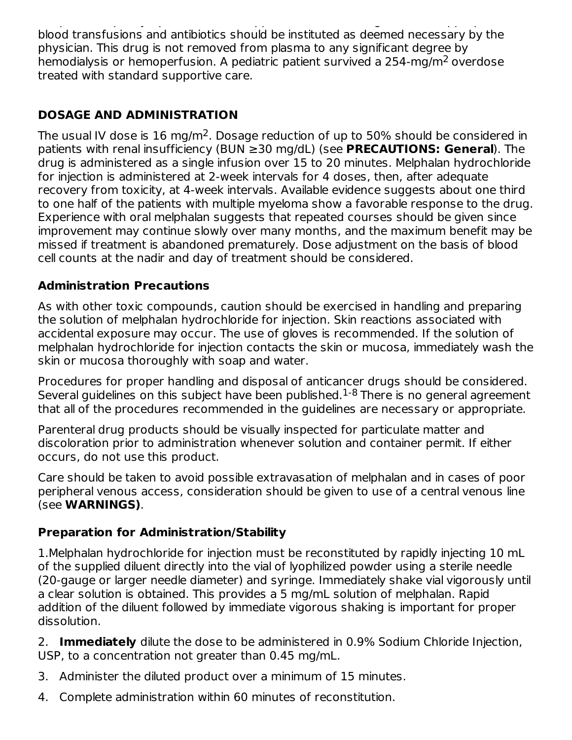blood transfusions and antibiotics should be instituted as deemed necessary by the physician. This drug is not removed from plasma to any significant degree by hemodialysis or hemoperfusion. A pediatric patient survived a 254-mg/$m^2$ overdose treated with standard supportive care.

## DOSAGE AND ADMINISTRATION

The usual IV dose is 16 mg/$m^2$. Dosage reduction of up to 50% should be considered in patients with renal insufficiency (BUN ≥30 mg/dL) (see **PRECAUTIONS: General**). The drug is administered as a single infusion over 15 to 20 minutes. Melphalan hydrochloride for injection is administered at 2-week intervals for 4 doses, then, after adequate recovery from toxicity, at 4-week intervals. Available evidence suggests about one third to one half of the patients with multiple myeloma show a favorable response to the drug. Experience with oral melphalan suggests that repeated courses should be given since improvement may continue slowly over many months, and the maximum benefit may be missed if treatment is abandoned prematurely. Dose adjustment on the basis of blood cell counts at the nadir and day of treatment should be considered.

### Administration Precautions

As with other toxic compounds, caution should be exercised in handling and preparing the solution of melphalan hydrochloride for injection. Skin reactions associated with accidental exposure may occur. The use of gloves is recommended. If the solution of melphalan hydrochloride for injection contacts the skin or mucosa, immediately wash the skin or mucosa thoroughly with soap and water.

Procedures for proper handling and disposal of anticancer drugs should be considered. Several guidelines on this subject have been published.[1-8] There is no general agreement that all of the procedures recommended in the guidelines are necessary or appropriate.

Parenteral drug products should be visually inspected for particulate matter and discoloration prior to administration whenever solution and container permit. If either occurs, do not use this product.

Care should be taken to avoid possible extravasation of melphalan and in cases of poor peripheral venous access, consideration should be given to use of a central venous line (see **WARNINGS)**.

### Preparation for Administration/Stability

1. Melphalan hydrochloride for injection must be reconstituted by rapidly injecting 10 mL of the supplied diluent directly into the vial of lyophilized powder using a sterile needle (20-gauge or larger needle diameter) and syringe. Immediately shake vial vigorously until a clear solution is obtained. This provides a 5 mg/mL solution of melphalan. Rapid addition of the diluent followed by immediate vigorous shaking is important for proper dissolution.
2. **Immediately** dilute the dose to be administered in 0.9% Sodium Chloride Injection, USP, to a concentration not greater than 0.45 mg/mL.
3. Administer the diluted product over a minimum of 15 minutes.
4. Complete administration within 60 minutes of reconstitution.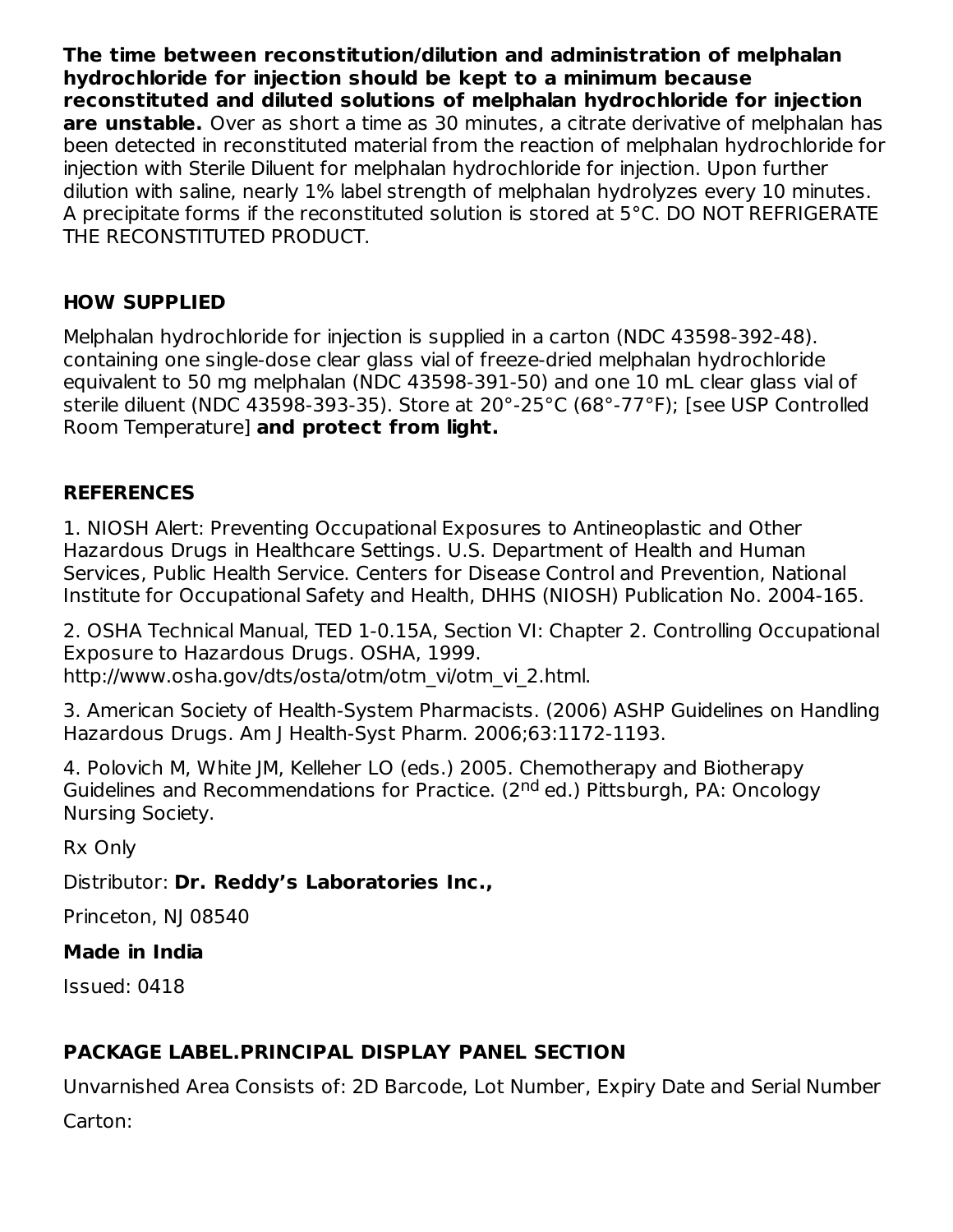**The time between reconstitution/dilution and administration of melphalan hydrochloride for injection should be kept to a minimum because reconstituted and diluted solutions of melphalan hydrochloride for injection are unstable.** Over as short a time as 30 minutes, a citrate derivative of melphalan has been detected in reconstituted material from the reaction of melphalan hydrochloride for injection with Sterile Diluent for melphalan hydrochloride for injection. Upon further dilution with saline, nearly 1% label strength of melphalan hydrolyzes every 10 minutes. A precipitate forms if the reconstituted solution is stored at 5°C. DO NOT REFRIGERATE THE RECONSTITUTED PRODUCT.

## HOW SUPPLIED

Melphalan hydrochloride for injection is supplied in a carton (NDC 43598-392-48). containing one single-dose clear glass vial of freeze-dried melphalan hydrochloride equivalent to 50 mg melphalan (NDC 43598-391-50) and one 10 mL clear glass vial of sterile diluent (NDC 43598-393-35). Store at 20°-25°C (68°-77°F); [see USP Controlled Room Temperature] **and protect from light.**

## REFERENCES

1. NIOSH Alert: Preventing Occupational Exposures to Antineoplastic and Other Hazardous Drugs in Healthcare Settings. U.S. Department of Health and Human Services, Public Health Service. Centers for Disease Control and Prevention, National Institute for Occupational Safety and Health, DHHS (NIOSH) Publication No. 2004-165.

2. OSHA Technical Manual, TED 1-0.15A, Section VI: Chapter 2. Controlling Occupational Exposure to Hazardous Drugs. OSHA, 1999. http://www.osha.gov/dts/osta/otm/otm_vi/otm_vi_2.html.

3. American Society of Health-System Pharmacists. (2006) ASHP Guidelines on Handling Hazardous Drugs. Am J Health-Syst Pharm. 2006;63:1172-1193.

4. Polovich M, White JM, Kelleher LO (eds.) 2005. Chemotherapy and Biotherapy Guidelines and Recommendations for Practice. (2nd ed.) Pittsburgh, PA: Oncology Nursing Society.

Rx Only

Distributor: **Dr. Reddy's Laboratories Inc.,**

Princeton, NJ 08540

**Made in India**

Issued: 0418

## PACKAGE LABEL.PRINCIPAL DISPLAY PANEL SECTION

Unvarnished Area Consists of: 2D Barcode, Lot Number, Expiry Date and Serial Number

Carton: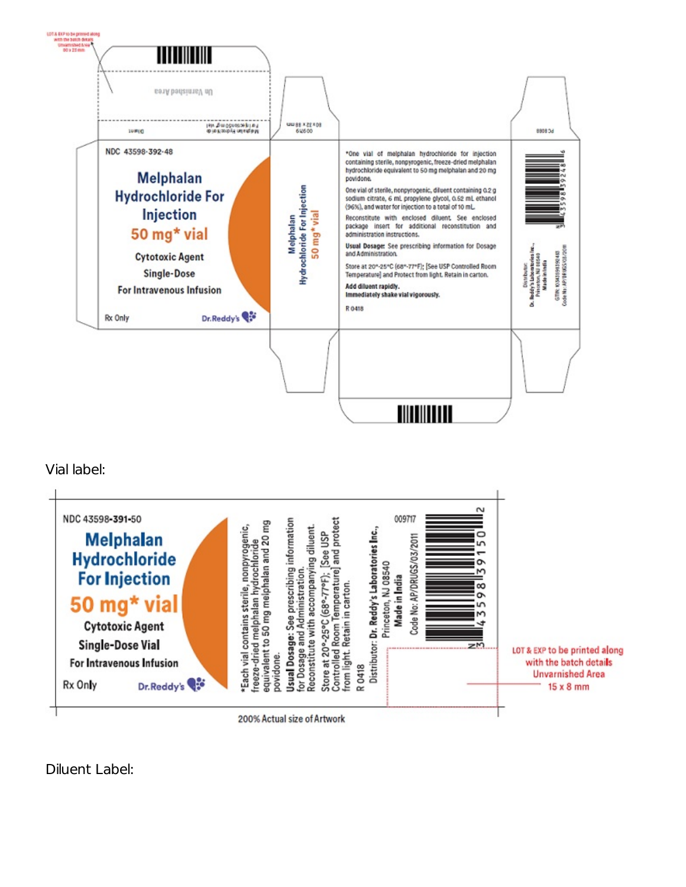LOT & EXP to be printed along with the batch details Unvarnished Area 80 x 23 mm

Un Varnished Area

Melphalan Hydrochloride For Injection 50 mg* vial

Diluent

80 x 32 x 88 mm

009719

NDC 43598-392-48

**Melphalan Hydrochloride For Injection**

**50 mg* vial**

Cytotoxic Agent

Single-Dose

For Intravenous Infusion

Rx Only

Dr.Reddy's

**Melphalan Hydrochloride For Injection 50 mg* vial**

*One vial of melphalan hydrochloride for injection containing sterile, nonpyrogenic, freeze-dried melphalan hydrochloride equivalent to 50 mg melphalan and 20 mg povidone.

One vial of sterile, nonpyrogenic, diluent containing 0.2 g sodium citrate, 6 mL propylene glycol, 0.52 mL ethanol (96%), and water for injection to a total of 10 mL.

Reconstitute with enclosed diluent. See enclosed package insert for additional reconstitution and administration instructions.

**Usual Dosage:** See prescribing information for Dosage and Administration.

Store at 20°-25°C (68°-77°F); [See USP Controlled Room Temperature] and Protect from light. Retain in carton.

**Add diluent rapidly.**
**Immediately shake vial vigorously.**

R 0418

PC 8088

Distributor: Dr. Reddy's Laboratories Inc., Princeton, NJ 08540
Made in India

GTIN: 10343598392486
Code No.: AP/DRUGS/03/2011

Vial label:

NDC 43598-**391**-50

**Melphalan Hydrochloride For Injection**

**50 mg* vial**

**Cytotoxic Agent**

**Single-Dose Vial**

**For Intravenous Infusion**

Rx Only

Dr.Reddy's

*Each vial contains sterile, nonpyrogenic, freeze-dried melphalan hydrochloride equivalent to 50 mg melphalan and 20 mg povidone.

**Usual Dosage**: See prescribing information for Dosage and Administration. Reconstitute with accompanying diluent.

Store at 20°-25°C (68°-77°F); [See USP Controlled Room Temperature] and protect from light. Retain in carton.

R 0418

Distributor: **Dr. Reddy's Laboratories Inc.,** Princeton, NJ 08540
**Made in India**
Code No: AP/DRUGS/03/2011

009717

N 3 43598 39150 2

LOT & EXP to be printed along with the batch details Unvarnished Area 15 x 8 mm

200% Actual size of Artwork

Diluent Label: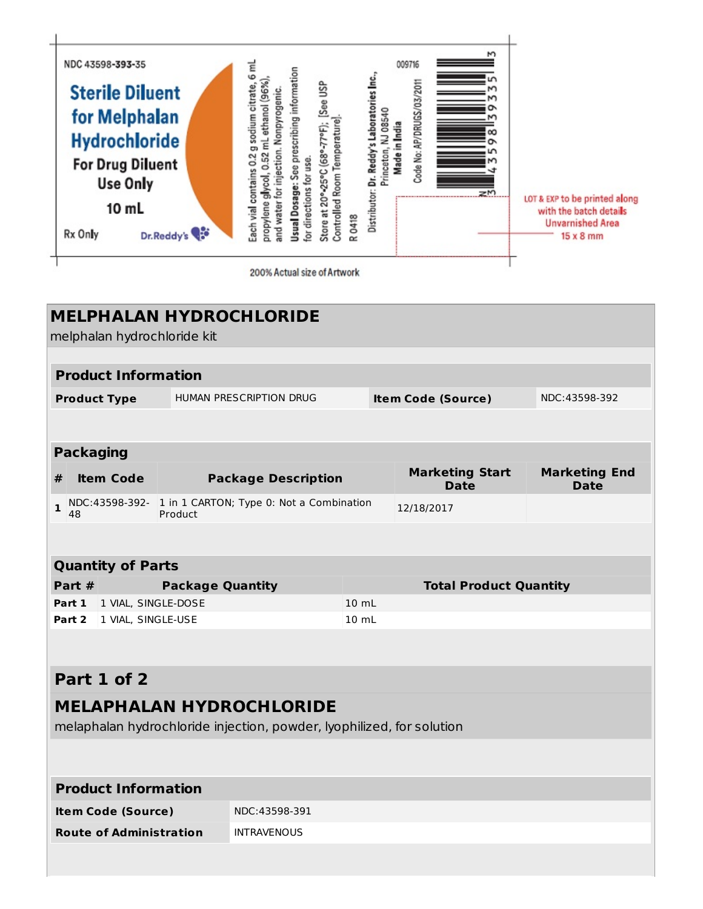NDC 43598-393-35

**Sterile Diluent for Melphalan Hydrochloride**

**For Drug Diluent Use Only**

**10 mL**

Rx Only

Dr.Reddy's

Each vial contains 0.2 g sodium citrate, 6 mL propylene glycol, 0.52 mL ethanol (96%), and water for injection. Nonpyrogenic.

**Usual Dosage**: See prescribing information for directions for use.

Store at 20°-25°C (68°-77°F); [See USP Controlled Room Temperature].

R 0418

Distributor: **Dr. Reddy's Laboratories Inc.,** Princeton, NJ 08540

**Made in India**

Code No: AP/DRUGS/03/2011

009716

N 3 43598 39335 3

LOT & EXP to be printed along with the batch details Unvarnished Area 15 x 8 mm

200% Actual size of Artwork

# MELPHALAN HYDROCHLORIDE

melphalan hydrochloride kit

## Product Information

| | | | |
|---|---|---|---|
| **Product Type** | HUMAN PRESCRIPTION DRUG | **Item Code (Source)** | NDC:43598-392 |

## Packaging

| # | Item Code | Package Description | Marketing Start Date | Marketing End Date |
|---|---|---|---|---|
| 1 | NDC:43598-392-48 | 1 in 1 CARTON; Type 0: Not a Combination Product | 12/18/2017 | |

## Quantity of Parts

| Part # | Package Quantity | Total Product Quantity |
|---|---|---|
| **Part 1** | 1 VIAL, SINGLE-DOSE | 10 mL |
| **Part 2** | 1 VIAL, SINGLE-USE | 10 mL |

## Part 1 of 2

## MELAPHALAN HYDROCHLORIDE

melaphalan hydrochloride injection, powder, lyophilized, for solution

## Product Information

| | |
|---|---|
| **Item Code (Source)** | NDC:43598-391 |
| **Route of Administration** | INTRAVENOUS |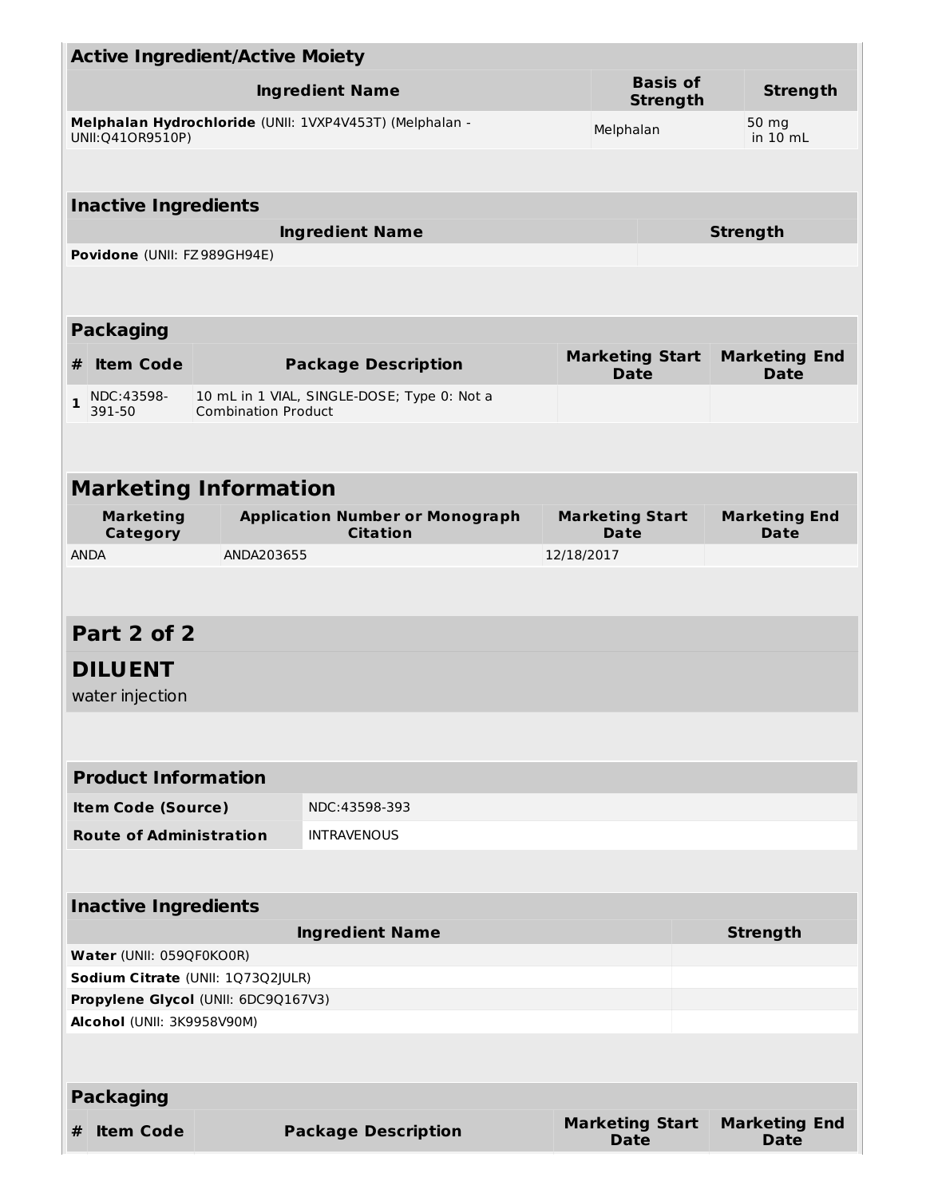| Active Ingredient/Active Moiety | | |
|---|---|---|
| **Ingredient Name** | **Basis of Strength** | **Strength** |
| **Melphalan Hydrochloride** (UNII: 1VXP4V453T) (Melphalan - UNII:Q41OR9510P) | Melphalan | 50 mg in 10 mL |

| Inactive Ingredients | |
|---|---|
| **Ingredient Name** | **Strength** |
| **Povidone** (UNII: FZ989GH94E) | |

| Packaging | | | | |
|---|---|---|---|---|
| **#** | **Item Code** | **Package Description** | **Marketing Start Date** | **Marketing End Date** |
| 1 | NDC:43598-391-50 | 10 mL in 1 VIAL, SINGLE-DOSE; Type 0: Not a Combination Product | | |

| Marketing Information | | | |
|---|---|---|---|
| **Marketing Category** | **Application Number or Monograph Citation** | **Marketing Start Date** | **Marketing End Date** |
| ANDA | ANDA203655 | 12/18/2017 | |

## Part 2 of 2

## DILUENT

water injection

| Product Information | |
|---|---|
| **Item Code (Source)** | NDC:43598-393 |
| **Route of Administration** | INTRAVENOUS |

| Inactive Ingredients | |
|---|---|
| **Ingredient Name** | **Strength** |
| **Water** (UNII: 059QF0KO0R) | |
| **Sodium Citrate** (UNII: 1Q73Q2JULR) | |
| **Propylene Glycol** (UNII: 6DC9Q167V3) | |
| **Alcohol** (UNII: 3K9958V90M) | |

| Packaging | | | | |
|---|---|---|---|---|
| **#** | **Item Code** | **Package Description** | **Marketing Start Date** | **Marketing End Date** |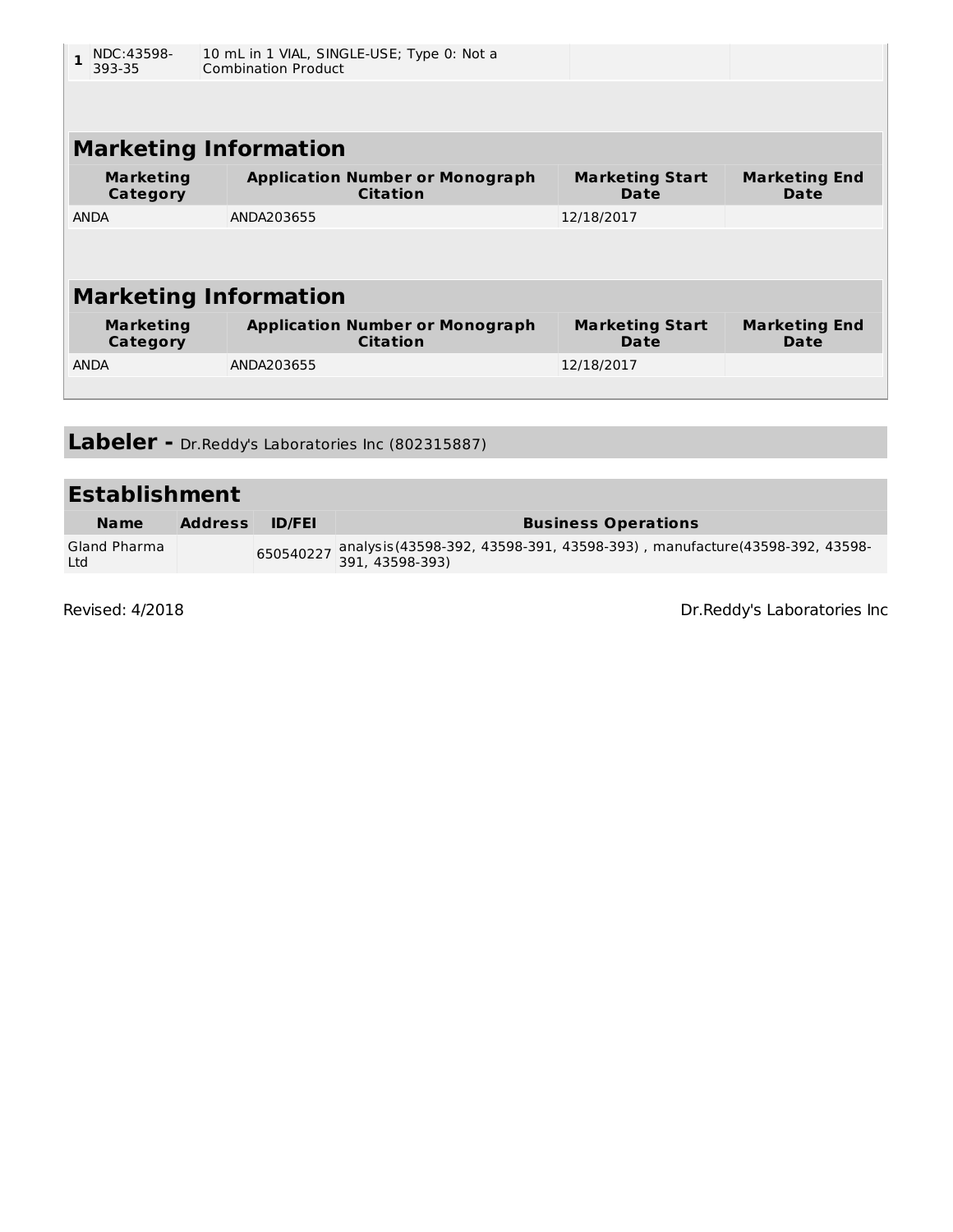| | | | | |
|---|---|---|---|---|
| 1 | NDC:43598-393-35 | 10 mL in 1 VIAL, SINGLE-USE; Type 0: Not a Combination Product | | |

## Marketing Information

| Marketing Category | Application Number or Monograph Citation | Marketing Start Date | Marketing End Date |
|---|---|---|---|
| ANDA | ANDA203655 | 12/18/2017 | |

## Marketing Information

| Marketing Category | Application Number or Monograph Citation | Marketing Start Date | Marketing End Date |
|---|---|---|---|
| ANDA | ANDA203655 | 12/18/2017 | |

## Labeler - Dr.Reddy's Laboratories Inc (802315887)

## Establishment

| Name | Address | ID/FEI | Business Operations |
|---|---|---|---|
| Gland Pharma Ltd | | 650540227 | analysis(43598-392, 43598-391, 43598-393) , manufacture(43598-392, 43598-391, 43598-393) |

Revised: 4/2018

Dr.Reddy's Laboratories Inc